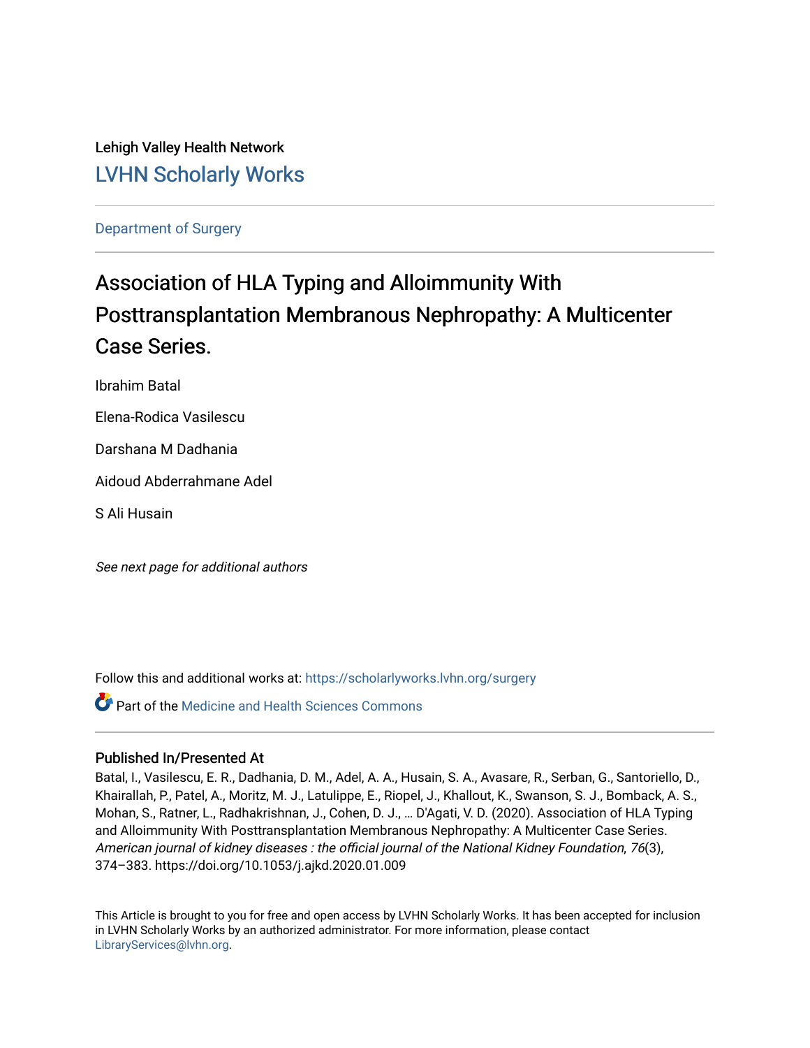Lehigh Valley Health Network

LVHN Scholarly Works

Department of Surgery

# Association of HLA Typing and Alloimmunity With Posttransplantation Membranous Nephropathy: A Multicenter Case Series.

Ibrahim Batal

Elena-Rodica Vasilescu

Darshana M Dadhania

Aidoud Abderrahmane Adel

S Ali Husain

*See next page for additional authors*

Follow this and additional works at: https://scholarlyworks.lvhn.org/surgery

Part of the Medicine and Health Sciences Commons

### Published In/Presented At

Batal, I., Vasilescu, E. R., Dadhania, D. M., Adel, A. A., Husain, S. A., Avasare, R., Serban, G., Santoriello, D., Khairallah, P., Patel, A., Moritz, M. J., Latulippe, E., Riopel, J., Khallout, K., Swanson, S. J., Bomback, A. S., Mohan, S., Ratner, L., Radhakrishnan, J., Cohen, D. J., … D'Agati, V. D. (2020). Association of HLA Typing and Alloimmunity With Posttransplantation Membranous Nephropathy: A Multicenter Case Series. *American journal of kidney diseases : the official journal of the National Kidney Foundation*, *76*(3), 374–383. https://doi.org/10.1053/j.ajkd.2020.01.009

This Article is brought to you for free and open access by LVHN Scholarly Works. It has been accepted for inclusion in LVHN Scholarly Works by an authorized administrator. For more information, please contact LibraryServices@lvhn.org.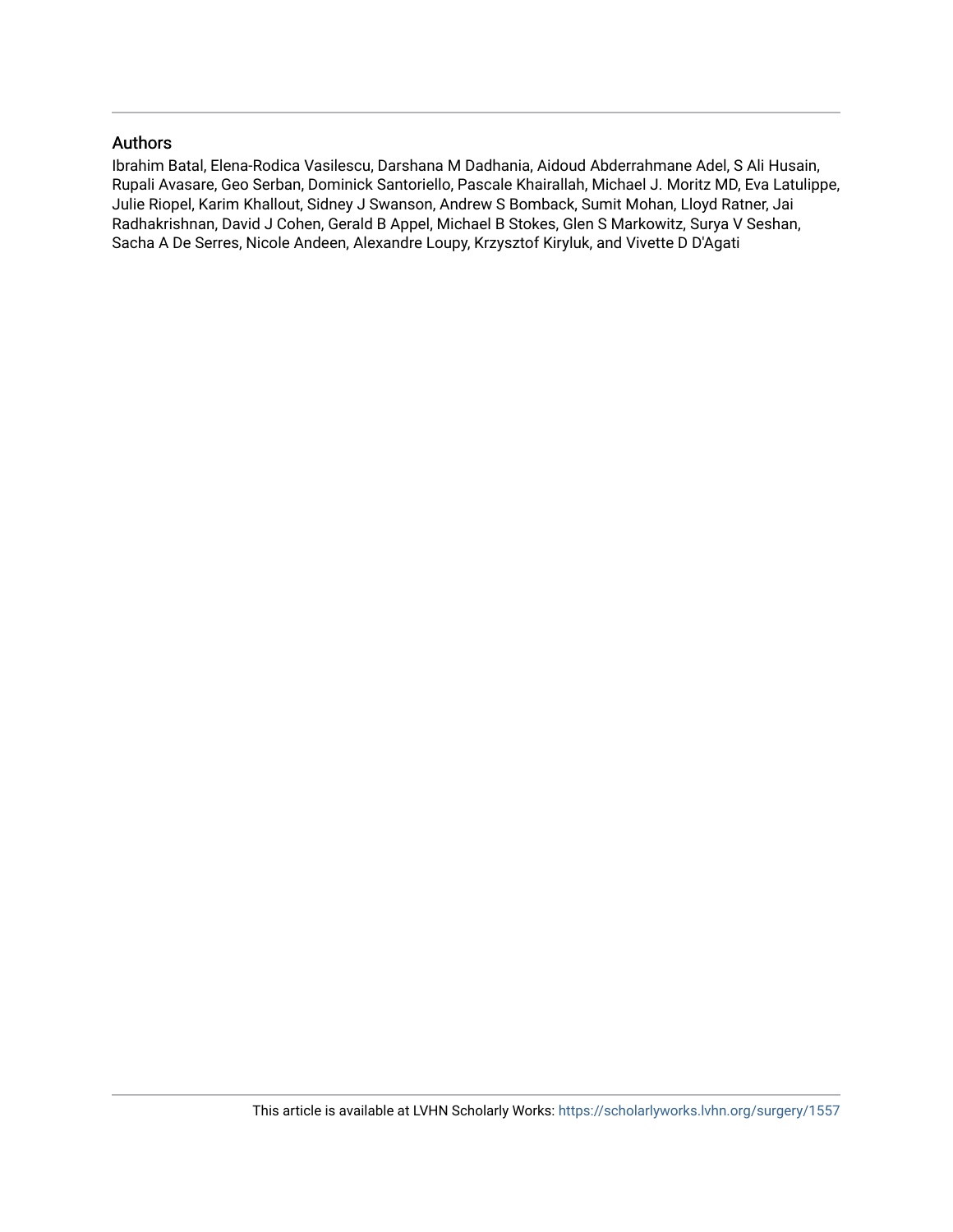## Authors

Ibrahim Batal, Elena-Rodica Vasilescu, Darshana M Dadhania, Aidoud Abderrahmane Adel, S Ali Husain, Rupali Avasare, Geo Serban, Dominick Santoriello, Pascale Khairallah, Michael J. Moritz MD, Eva Latulippe, Julie Riopel, Karim Khallout, Sidney J Swanson, Andrew S Bomback, Sumit Mohan, Lloyd Ratner, Jai Radhakrishnan, David J Cohen, Gerald B Appel, Michael B Stokes, Glen S Markowitz, Surya V Seshan, Sacha A De Serres, Nicole Andeen, Alexandre Loupy, Krzysztof Kiryluk, and Vivette D D'Agati

This article is available at LVHN Scholarly Works: https://scholarlyworks.lvhn.org/surgery/1557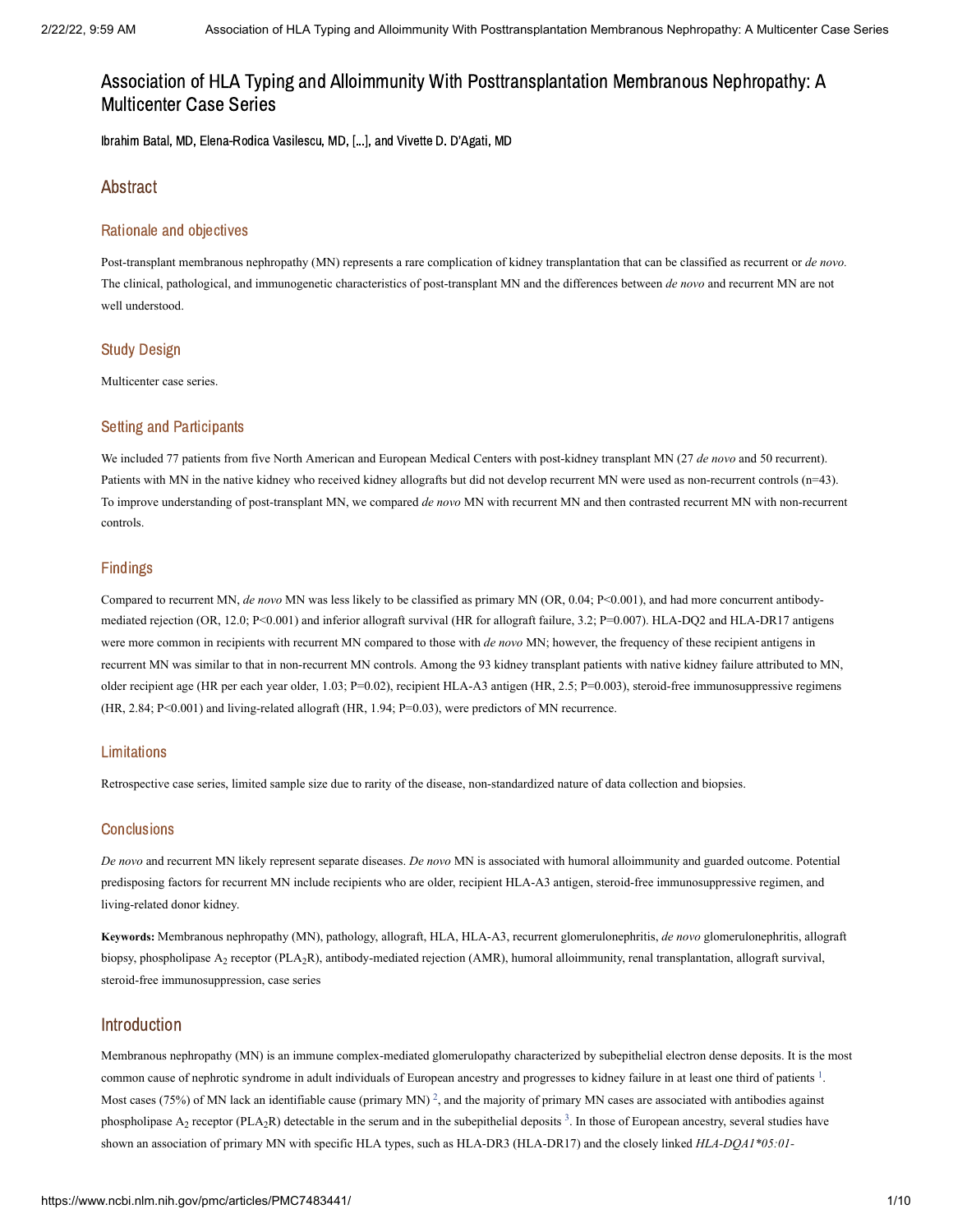# Association of HLA Typing and Alloimmunity With Posttransplantation Membranous Nephropathy: A Multicenter Case Series

Ibrahim Batal, MD, Elena-Rodica Vasilescu, MD, [...], and Vivette D. D'Agati, MD

## Abstract

### Rationale and objectives

Post-transplant membranous nephropathy (MN) represents a rare complication of kidney transplantation that can be classified as recurrent or *de novo.* The clinical, pathological, and immunogenetic characteristics of post-transplant MN and the differences between *de novo* and recurrent MN are not well understood.

### Study Design

Multicenter case series.

### Setting and Participants

We included 77 patients from five North American and European Medical Centers with post-kidney transplant MN (27 *de novo* and 50 recurrent). Patients with MN in the native kidney who received kidney allografts but did not develop recurrent MN were used as non-recurrent controls (n=43). To improve understanding of post-transplant MN, we compared *de novo* MN with recurrent MN and then contrasted recurrent MN with non-recurrent controls.

### Findings

Compared to recurrent MN, *de novo* MN was less likely to be classified as primary MN (OR, 0.04; P<0.001), and had more concurrent antibody-mediated rejection (OR, 12.0; P<0.001) and inferior allograft survival (HR for allograft failure, 3.2; P=0.007). HLA-DQ2 and HLA-DR17 antigens were more common in recipients with recurrent MN compared to those with *de novo* MN; however, the frequency of these recipient antigens in recurrent MN was similar to that in non-recurrent MN controls. Among the 93 kidney transplant patients with native kidney failure attributed to MN, older recipient age (HR per each year older, 1.03; P=0.02), recipient HLA-A3 antigen (HR, 2.5; P=0.003), steroid-free immunosuppressive regimens (HR, 2.84; P<0.001) and living-related allograft (HR, 1.94; P=0.03), were predictors of MN recurrence.

### Limitations

Retrospective case series, limited sample size due to rarity of the disease, non-standardized nature of data collection and biopsies.

### Conclusions

*De novo* and recurrent MN likely represent separate diseases. *De novo* MN is associated with humoral alloimmunity and guarded outcome. Potential predisposing factors for recurrent MN include recipients who are older, recipient HLA-A3 antigen, steroid-free immunosuppressive regimen, and living-related donor kidney.

**Keywords:** Membranous nephropathy (MN), pathology, allograft, HLA, HLA-A3, recurrent glomerulonephritis, *de novo* glomerulonephritis, allograft biopsy, phospholipase $A_2$ receptor ($PLA_2R$), antibody-mediated rejection (AMR), humoral alloimmunity, renal transplantation, allograft survival, steroid-free immunosuppression, case series

## Introduction

Membranous nephropathy (MN) is an immune complex-mediated glomerulopathy characterized by subepithelial electron dense deposits. It is the most common cause of nephrotic syndrome in adult individuals of European ancestry and progresses to kidney failure in at least one third of patients [1]. Most cases (75%) of MN lack an identifiable cause (primary MN) [2], and the majority of primary MN cases are associated with antibodies against phospholipase $A_2$ receptor ($PLA_2R$) detectable in the serum and in the subepithelial deposits [3]. In those of European ancestry, several studies have shown an association of primary MN with specific HLA types, such as HLA-DR3 (HLA-DR17) and the closely linked *HLA-DQA1\*05:01-*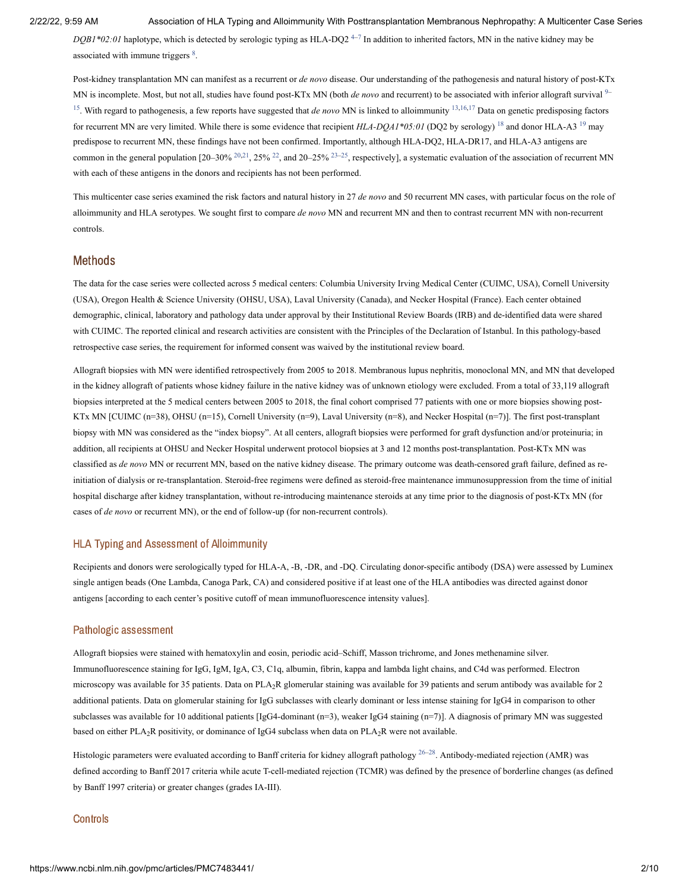*DQB1*02:01* haplotype, which is detected by serologic typing as HLA-DQ2 [4–7] In addition to inherited factors, MN in the native kidney may be associated with immune triggers [8].

Post-kidney transplantation MN can manifest as a recurrent or *de novo* disease. Our understanding of the pathogenesis and natural history of post-KTx MN is incomplete. Most, but not all, studies have found post-KTx MN (both *de novo* and recurrent) to be associated with inferior allograft survival [9–15]. With regard to pathogenesis, a few reports have suggested that *de novo* MN is linked to alloimmunity [13,16,17] Data on genetic predisposing factors for recurrent MN are very limited. While there is some evidence that recipient *HLA-DQA1*05:01* (DQ2 by serology) [18] and donor HLA-A3 [19] may predispose to recurrent MN, these findings have not been confirmed. Importantly, although HLA-DQ2, HLA-DR17, and HLA-A3 antigens are common in the general population [20–30% [20,21], 25% [22], and 20–25% [23–25], respectively], a systematic evaluation of the association of recurrent MN with each of these antigens in the donors and recipients has not been performed.

This multicenter case series examined the risk factors and natural history in 27 *de novo* and 50 recurrent MN cases, with particular focus on the role of alloimmunity and HLA serotypes. We sought first to compare *de novo* MN and recurrent MN and then to contrast recurrent MN with non-recurrent controls.

## Methods

The data for the case series were collected across 5 medical centers: Columbia University Irving Medical Center (CUIMC, USA), Cornell University (USA), Oregon Health & Science University (OHSU, USA), Laval University (Canada), and Necker Hospital (France). Each center obtained demographic, clinical, laboratory and pathology data under approval by their Institutional Review Boards (IRB) and de-identified data were shared with CUIMC. The reported clinical and research activities are consistent with the Principles of the Declaration of Istanbul. In this pathology-based retrospective case series, the requirement for informed consent was waived by the institutional review board.

Allograft biopsies with MN were identified retrospectively from 2005 to 2018. Membranous lupus nephritis, monoclonal MN, and MN that developed in the kidney allograft of patients whose kidney failure in the native kidney was of unknown etiology were excluded. From a total of 33,119 allograft biopsies interpreted at the 5 medical centers between 2005 to 2018, the final cohort comprised 77 patients with one or more biopsies showing post-KTx MN [CUIMC (n=38), OHSU (n=15), Cornell University (n=9), Laval University (n=8), and Necker Hospital (n=7)]. The first post-transplant biopsy with MN was considered as the "index biopsy". At all centers, allograft biopsies were performed for graft dysfunction and/or proteinuria; in addition, all recipients at OHSU and Necker Hospital underwent protocol biopsies at 3 and 12 months post-transplantation. Post-KTx MN was classified as *de novo* MN or recurrent MN, based on the native kidney disease. The primary outcome was death-censored graft failure, defined as re-initiation of dialysis or re-transplantation. Steroid-free regimens were defined as steroid-free maintenance immunosuppression from the time of initial hospital discharge after kidney transplantation, without re-introducing maintenance steroids at any time prior to the diagnosis of post-KTx MN (for cases of *de novo* or recurrent MN), or the end of follow-up (for non-recurrent controls).

### HLA Typing and Assessment of Alloimmunity

Recipients and donors were serologically typed for HLA-A, -B, -DR, and -DQ. Circulating donor-specific antibody (DSA) were assessed by Luminex single antigen beads (One Lambda, Canoga Park, CA) and considered positive if at least one of the HLA antibodies was directed against donor antigens [according to each center's positive cutoff of mean immunofluorescence intensity values].

### Pathologic assessment

Allograft biopsies were stained with hematoxylin and eosin, periodic acid–Schiff, Masson trichrome, and Jones methenamine silver. Immunofluorescence staining for IgG, IgM, IgA, C3, C1q, albumin, fibrin, kappa and lambda light chains, and C4d was performed. Electron microscopy was available for 35 patients. Data on $PLA_2R$ glomerular staining was available for 39 patients and serum antibody was available for 2 additional patients. Data on glomerular staining for IgG subclasses with clearly dominant or less intense staining for IgG4 in comparison to other subclasses was available for 10 additional patients [IgG4-dominant (n=3), weaker IgG4 staining (n=7)]. A diagnosis of primary MN was suggested based on either $PLA_2R$ positivity, or dominance of IgG4 subclass when data on $PLA_2R$ were not available.

Histologic parameters were evaluated according to Banff criteria for kidney allograft pathology [26–28]. Antibody-mediated rejection (AMR) was defined according to Banff 2017 criteria while acute T-cell-mediated rejection (TCMR) was defined by the presence of borderline changes (as defined by Banff 1997 criteria) or greater changes (grades IA-III).

### Controls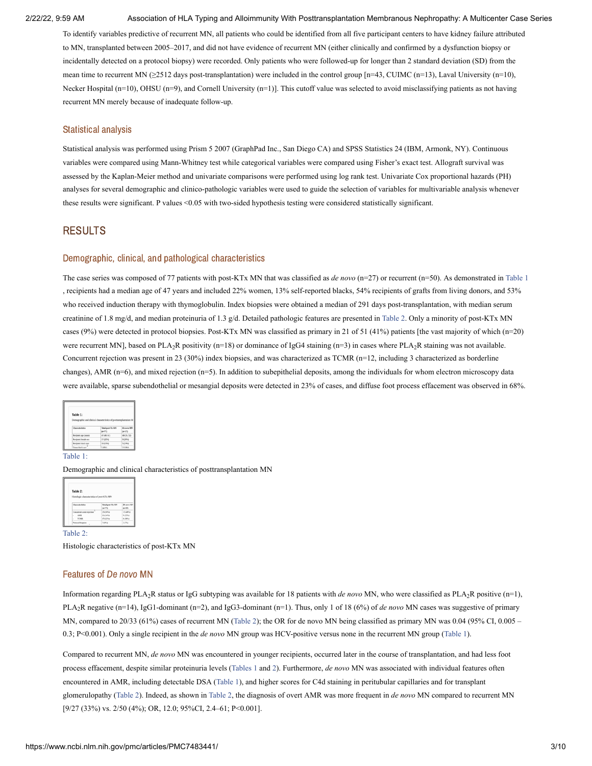To identify variables predictive of recurrent MN, all patients who could be identified from all five participant centers to have kidney failure attributed to MN, transplanted between 2005–2017, and did not have evidence of recurrent MN (either clinically and confirmed by a dysfunction biopsy or incidentally detected on a protocol biopsy) were recorded. Only patients who were followed-up for longer than 2 standard deviation (SD) from the mean time to recurrent MN (≥2512 days post-transplantation) were included in the control group [n=43, CUIMC (n=13), Laval University (n=10), Necker Hospital (n=10), OHSU (n=9), and Cornell University (n=1)]. This cutoff value was selected to avoid misclassifying patients as not having recurrent MN merely because of inadequate follow-up.

### Statistical analysis

Statistical analysis was performed using Prism 5 2007 (GraphPad Inc., San Diego CA) and SPSS Statistics 24 (IBM, Armonk, NY). Continuous variables were compared using Mann-Whitney test while categorical variables were compared using Fisher's exact test. Allograft survival was assessed by the Kaplan-Meier method and univariate comparisons were performed using log rank test. Univariate Cox proportional hazards (PH) analyses for several demographic and clinico-pathologic variables were used to guide the selection of variables for multivariable analysis whenever these results were significant. P values <0.05 with two-sided hypothesis testing were considered statistically significant.

## RESULTS

### Demographic, clinical, and pathological characteristics

The case series was composed of 77 patients with post-KTx MN that was classified as *de novo* (n=27) or recurrent (n=50). As demonstrated in Table 1, recipients had a median age of 47 years and included 22% women, 13% self-reported blacks, 54% recipients of grafts from living donors, and 53% who received induction therapy with thymoglobulin. Index biopsies were obtained a median of 291 days post-transplantation, with median serum creatinine of 1.8 mg/d, and median proteinuria of 1.3 g/d. Detailed pathologic features are presented in Table 2. Only a minority of post-KTx MN cases (9%) were detected in protocol biopsies. Post-KTx MN was classified as primary in 21 of 51 (41%) patients [the vast majority of which (n=20) were recurrent MN], based on $PLA_2R$ positivity (n=18) or dominance of IgG4 staining (n=3) in cases where $PLA_2R$ staining was not available. Concurrent rejection was present in 23 (30%) index biopsies, and was characterized as TCMR (n=12, including 3 characterized as borderline changes), AMR (n=6), and mixed rejection (n=5). In addition to subepithelial deposits, among the individuals for whom electron microscopy data were available, sparse subendothelial or mesangial deposits were detected in 23% of cases, and diffuse foot process effacement was observed in 68%.

Table 1:

Demographic and clinical characteristics of posttransplantation MN

Table 2:

Histologic characteristics of post-KTx MN

### Features of *De novo* MN

Information regarding $PLA_2R$ status or IgG subtyping was available for 18 patients with *de novo* MN, who were classified as $PLA_2R$ positive (n=1), $PLA_2R$ negative (n=14), IgG1-dominant (n=2), and IgG3-dominant (n=1). Thus, only 1 of 18 (6%) of *de novo* MN cases was suggestive of primary MN, compared to 20/33 (61%) cases of recurrent MN (Table 2); the OR for de novo MN being classified as primary MN was 0.04 (95% CI, 0.005 – 0.3; P<0.001). Only a single recipient in the *de novo* MN group was HCV-positive versus none in the recurrent MN group (Table 1).

Compared to recurrent MN, *de novo* MN was encountered in younger recipients, occurred later in the course of transplantation, and had less foot process effacement, despite similar proteinuria levels (Tables 1 and 2). Furthermore, *de novo* MN was associated with individual features often encountered in AMR, including detectable DSA (Table 1), and higher scores for C4d staining in peritubular capillaries and for transplant glomerulopathy (Table 2). Indeed, as shown in Table 2, the diagnosis of overt AMR was more frequent in *de novo* MN compared to recurrent MN [9/27 (33%) vs. 2/50 (4%); OR, 12.0; 95%CI, 2.4–61; P<0.001].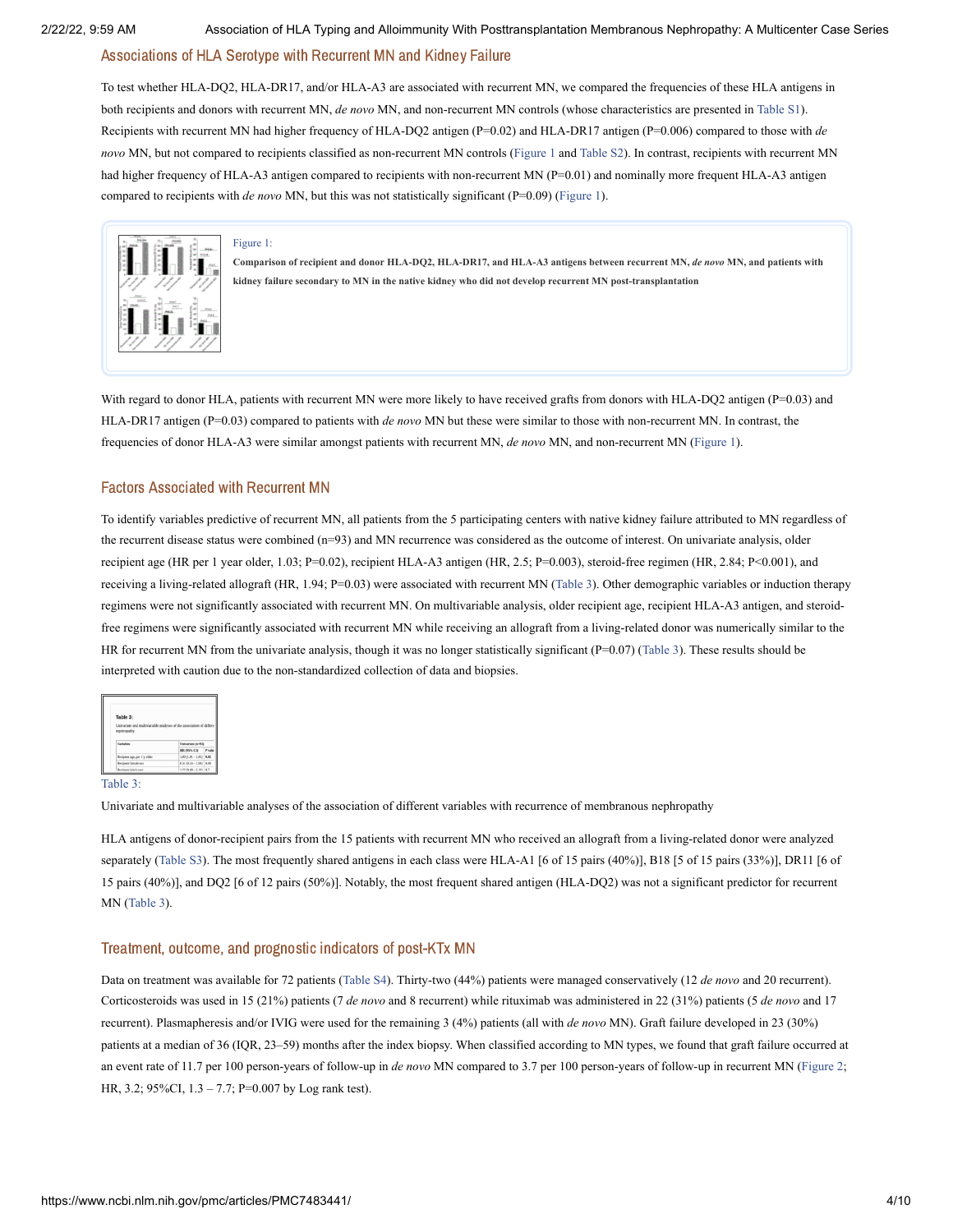## Associations of HLA Serotype with Recurrent MN and Kidney Failure

To test whether HLA-DQ2, HLA-DR17, and/or HLA-A3 are associated with recurrent MN, we compared the frequencies of these HLA antigens in both recipients and donors with recurrent MN, *de novo* MN, and non-recurrent MN controls (whose characteristics are presented in Table S1). Recipients with recurrent MN had higher frequency of HLA-DQ2 antigen (P=0.02) and HLA-DR17 antigen (P=0.006) compared to those with *de novo* MN, but not compared to recipients classified as non-recurrent MN controls (Figure 1 and Table S2). In contrast, recipients with recurrent MN had higher frequency of HLA-A3 antigen compared to recipients with non-recurrent MN (P=0.01) and nominally more frequent HLA-A3 antigen compared to recipients with *de novo* MN, but this was not statistically significant (P=0.09) (Figure 1).

Figure 1:

**Comparison of recipient and donor HLA-DQ2, HLA-DR17, and HLA-A3 antigens between recurrent MN, *de novo* MN, and patients with kidney failure secondary to MN in the native kidney who did not develop recurrent MN post-transplantation**

With regard to donor HLA, patients with recurrent MN were more likely to have received grafts from donors with HLA-DQ2 antigen (P=0.03) and HLA-DR17 antigen (P=0.03) compared to patients with *de novo* MN but these were similar to those with non-recurrent MN. In contrast, the frequencies of donor HLA-A3 were similar amongst patients with recurrent MN, *de novo* MN, and non-recurrent MN (Figure 1).

## Factors Associated with Recurrent MN

To identify variables predictive of recurrent MN, all patients from the 5 participating centers with native kidney failure attributed to MN regardless of the recurrent disease status were combined (n=93) and MN recurrence was considered as the outcome of interest. On univariate analysis, older recipient age (HR per 1 year older, 1.03; P=0.02), recipient HLA-A3 antigen (HR, 2.5; P=0.003), steroid-free regimen (HR, 2.84; P<0.001), and receiving a living-related allograft (HR, 1.94; P=0.03) were associated with recurrent MN (Table 3). Other demographic variables or induction therapy regimens were not significantly associated with recurrent MN. On multivariable analysis, older recipient age, recipient HLA-A3 antigen, and steroid-free regimens were significantly associated with recurrent MN while receiving an allograft from a living-related donor was numerically similar to the HR for recurrent MN from the univariate analysis, though it was no longer statistically significant (P=0.07) (Table 3). These results should be interpreted with caution due to the non-standardized collection of data and biopsies.

Table 3:

Univariate and multivariable analyses of the association of different variables with recurrence of membranous nephropathy

HLA antigens of donor-recipient pairs from the 15 patients with recurrent MN who received an allograft from a living-related donor were analyzed separately (Table S3). The most frequently shared antigens in each class were HLA-A1 [6 of 15 pairs (40%)], B18 [5 of 15 pairs (33%)], DR11 [6 of 15 pairs (40%)], and DQ2 [6 of 12 pairs (50%)]. Notably, the most frequent shared antigen (HLA-DQ2) was not a significant predictor for recurrent MN (Table 3).

## Treatment, outcome, and prognostic indicators of post-KTx MN

Data on treatment was available for 72 patients (Table S4). Thirty-two (44%) patients were managed conservatively (12 *de novo* and 20 recurrent). Corticosteroids was used in 15 (21%) patients (7 *de novo* and 8 recurrent) while rituximab was administered in 22 (31%) patients (5 *de novo* and 17 recurrent). Plasmapheresis and/or IVIG were used for the remaining 3 (4%) patients (all with *de novo* MN). Graft failure developed in 23 (30%) patients at a median of 36 (IQR, 23–59) months after the index biopsy. When classified according to MN types, we found that graft failure occurred at an event rate of 11.7 per 100 person-years of follow-up in *de novo* MN compared to 3.7 per 100 person-years of follow-up in recurrent MN (Figure 2; HR, 3.2; 95%CI, 1.3 – 7.7; P=0.007 by Log rank test).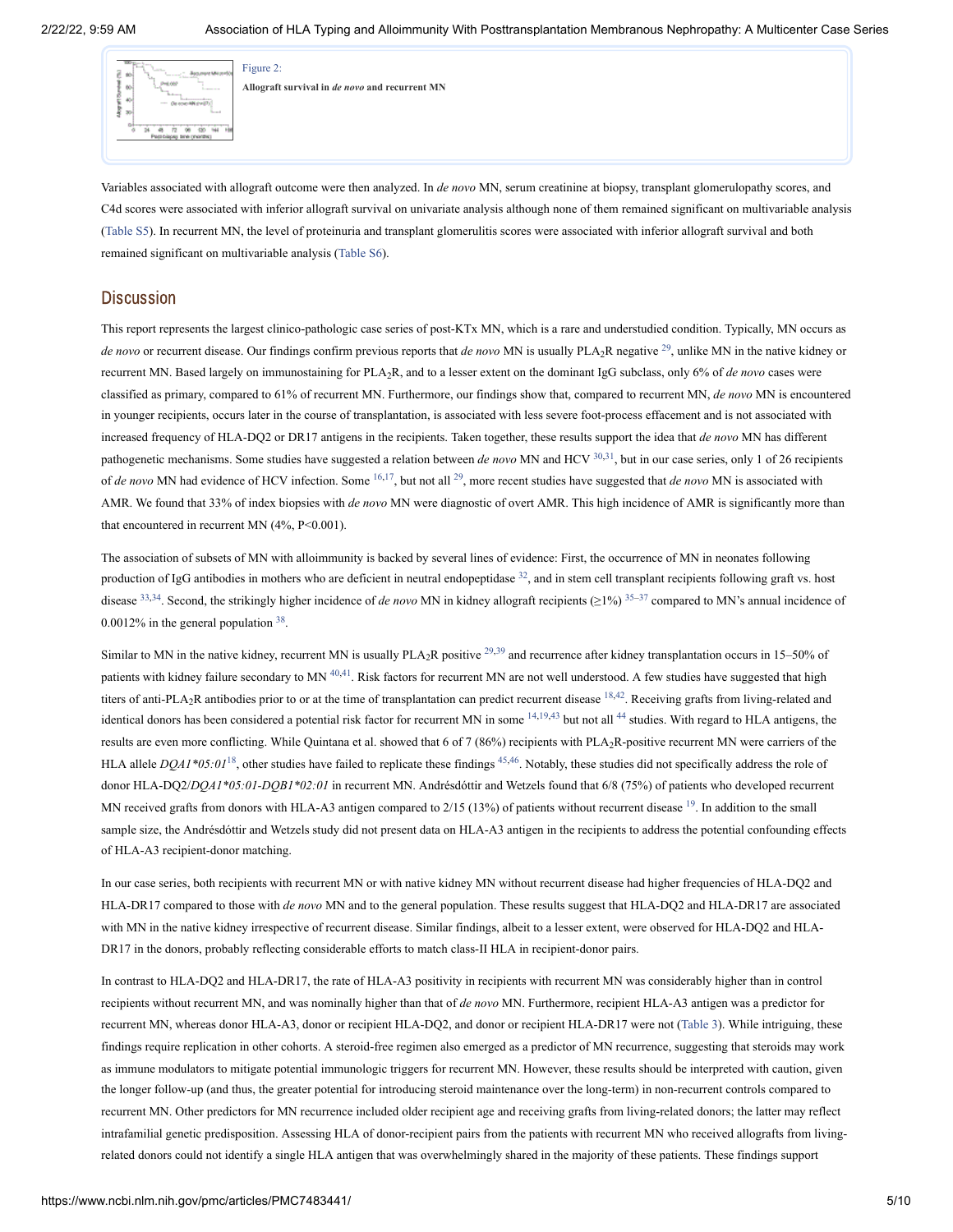Figure 2:

**Allograft survival in *de novo* and recurrent MN**

Variables associated with allograft outcome were then analyzed. In *de novo* MN, serum creatinine at biopsy, transplant glomerulopathy scores, and C4d scores were associated with inferior allograft survival on univariate analysis although none of them remained significant on multivariable analysis (Table S5). In recurrent MN, the level of proteinuria and transplant glomerulitis scores were associated with inferior allograft survival and both remained significant on multivariable analysis (Table S6).

## Discussion

This report represents the largest clinico-pathologic case series of post-KTx MN, which is a rare and understudied condition. Typically, MN occurs as *de novo* or recurrent disease. Our findings confirm previous reports that *de novo* MN is usually $PLA_2R$ negative [29], unlike MN in the native kidney or recurrent MN. Based largely on immunostaining for $PLA_2R$, and to a lesser extent on the dominant IgG subclass, only 6% of *de novo* cases were classified as primary, compared to 61% of recurrent MN. Furthermore, our findings show that, compared to recurrent MN, *de novo* MN is encountered in younger recipients, occurs later in the course of transplantation, is associated with less severe foot-process effacement and is not associated with increased frequency of HLA-DQ2 or DR17 antigens in the recipients. Taken together, these results support the idea that *de novo* MN has different pathogenetic mechanisms. Some studies have suggested a relation between *de novo* MN and HCV [30,31], but in our case series, only 1 of 26 recipients of *de novo* MN had evidence of HCV infection. Some [16,17], but not all [29], more recent studies have suggested that *de novo* MN is associated with AMR. We found that 33% of index biopsies with *de novo* MN were diagnostic of overt AMR. This high incidence of AMR is significantly more than that encountered in recurrent MN (4%, P<0.001).

The association of subsets of MN with alloimmunity is backed by several lines of evidence: First, the occurrence of MN in neonates following production of IgG antibodies in mothers who are deficient in neutral endopeptidase [32], and in stem cell transplant recipients following graft vs. host disease [33,34]. Second, the strikingly higher incidence of *de novo* MN in kidney allograft recipients (≥1%) [35–37] compared to MN's annual incidence of 0.0012% in the general population [38].

Similar to MN in the native kidney, recurrent MN is usually $PLA_2R$ positive [29,39] and recurrence after kidney transplantation occurs in 15–50% of patients with kidney failure secondary to MN [40,41]. Risk factors for recurrent MN are not well understood. A few studies have suggested that high titers of anti-$PLA_2R$ antibodies prior to or at the time of transplantation can predict recurrent disease [18,42]. Receiving grafts from living-related and identical donors has been considered a potential risk factor for recurrent MN in some [14,19,43] but not all [44] studies. With regard to HLA antigens, the results are even more conflicting. While Quintana et al. showed that 6 of 7 (86%) recipients with $PLA_2R$-positive recurrent MN were carriers of the HLA allele *DQA1\*05:01*[18], other studies have failed to replicate these findings [45,46]. Notably, these studies did not specifically address the role of donor HLA-DQ2/*DQA1\*05:01-DQB1\*02:01* in recurrent MN. Andrésdóttir and Wetzels found that 6/8 (75%) of patients who developed recurrent MN received grafts from donors with HLA-A3 antigen compared to 2/15 (13%) of patients without recurrent disease [19]. In addition to the small sample size, the Andrésdóttir and Wetzels study did not present data on HLA-A3 antigen in the recipients to address the potential confounding effects of HLA-A3 recipient-donor matching.

In our case series, both recipients with recurrent MN or with native kidney MN without recurrent disease had higher frequencies of HLA-DQ2 and HLA-DR17 compared to those with *de novo* MN and to the general population. These results suggest that HLA-DQ2 and HLA-DR17 are associated with MN in the native kidney irrespective of recurrent disease. Similar findings, albeit to a lesser extent, were observed for HLA-DQ2 and HLA-DR17 in the donors, probably reflecting considerable efforts to match class-II HLA in recipient-donor pairs.

In contrast to HLA-DQ2 and HLA-DR17, the rate of HLA-A3 positivity in recipients with recurrent MN was considerably higher than in control recipients without recurrent MN, and was nominally higher than that of *de novo* MN. Furthermore, recipient HLA-A3 antigen was a predictor for recurrent MN, whereas donor HLA-A3, donor or recipient HLA-DQ2, and donor or recipient HLA-DR17 were not (Table 3). While intriguing, these findings require replication in other cohorts. A steroid-free regimen also emerged as a predictor of MN recurrence, suggesting that steroids may work as immune modulators to mitigate potential immunologic triggers for recurrent MN. However, these results should be interpreted with caution, given the longer follow-up (and thus, the greater potential for introducing steroid maintenance over the long-term) in non-recurrent controls compared to recurrent MN. Other predictors for MN recurrence included older recipient age and receiving grafts from living-related donors; the latter may reflect intrafamilial genetic predisposition. Assessing HLA of donor-recipient pairs from the patients with recurrent MN who received allografts from living-related donors could not identify a single HLA antigen that was overwhelmingly shared in the majority of these patients. These findings support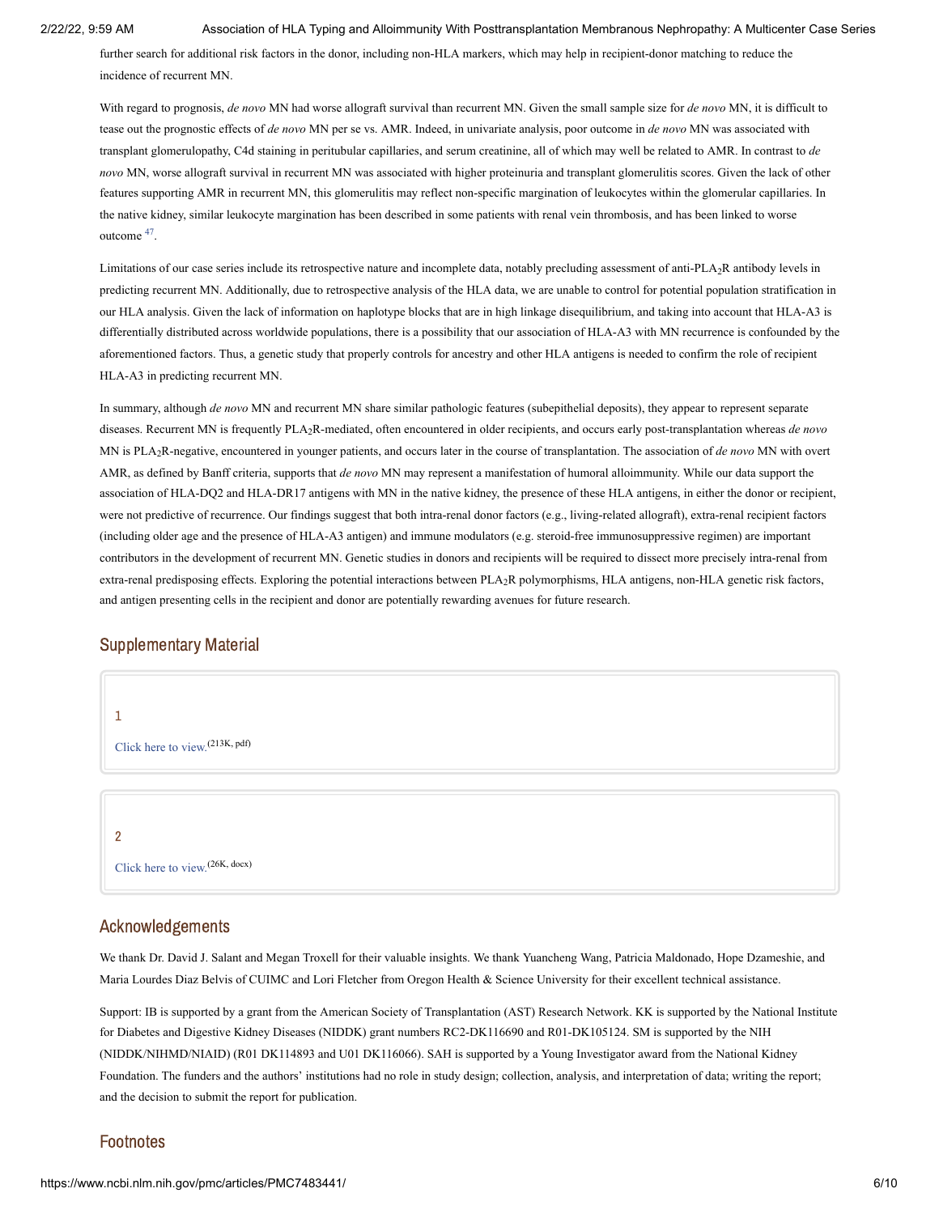further search for additional risk factors in the donor, including non-HLA markers, which may help in recipient-donor matching to reduce the incidence of recurrent MN.

With regard to prognosis, *de novo* MN had worse allograft survival than recurrent MN. Given the small sample size for *de novo* MN, it is difficult to tease out the prognostic effects of *de novo* MN per se vs. AMR. Indeed, in univariate analysis, poor outcome in *de novo* MN was associated with transplant glomerulopathy, C4d staining in peritubular capillaries, and serum creatinine, all of which may well be related to AMR. In contrast to *de novo* MN, worse allograft survival in recurrent MN was associated with higher proteinuria and transplant glomerulitis scores. Given the lack of other features supporting AMR in recurrent MN, this glomerulitis may reflect non-specific margination of leukocytes within the glomerular capillaries. In the native kidney, similar leukocyte margination has been described in some patients with renal vein thrombosis, and has been linked to worse outcome [47].

Limitations of our case series include its retrospective nature and incomplete data, notably precluding assessment of anti-$PLA_2R$ antibody levels in predicting recurrent MN. Additionally, due to retrospective analysis of the HLA data, we are unable to control for potential population stratification in our HLA analysis. Given the lack of information on haplotype blocks that are in high linkage disequilibrium, and taking into account that HLA-A3 is differentially distributed across worldwide populations, there is a possibility that our association of HLA-A3 with MN recurrence is confounded by the aforementioned factors. Thus, a genetic study that properly controls for ancestry and other HLA antigens is needed to confirm the role of recipient HLA-A3 in predicting recurrent MN.

In summary, although *de novo* MN and recurrent MN share similar pathologic features (subepithelial deposits), they appear to represent separate diseases. Recurrent MN is frequently $PLA_2R$-mediated, often encountered in older recipients, and occurs early post-transplantation whereas *de novo* MN is $PLA_2R$-negative, encountered in younger patients, and occurs later in the course of transplantation. The association of *de novo* MN with overt AMR, as defined by Banff criteria, supports that *de novo* MN may represent a manifestation of humoral alloimmunity. While our data support the association of HLA-DQ2 and HLA-DR17 antigens with MN in the native kidney, the presence of these HLA antigens, in either the donor or recipient, were not predictive of recurrence. Our findings suggest that both intra-renal donor factors (e.g., living-related allograft), extra-renal recipient factors (including older age and the presence of HLA-A3 antigen) and immune modulators (e.g. steroid-free immunosuppressive regimen) are important contributors in the development of recurrent MN. Genetic studies in donors and recipients will be required to dissect more precisely intra-renal from extra-renal predisposing effects. Exploring the potential interactions between $PLA_2R$ polymorphisms, HLA antigens, non-HLA genetic risk factors, and antigen presenting cells in the recipient and donor are potentially rewarding avenues for future research.

## Supplementary Material

1

Click here to view.(213K, pdf)

2

Click here to view.(26K, docx)

## Acknowledgements

We thank Dr. David J. Salant and Megan Troxell for their valuable insights. We thank Yuancheng Wang, Patricia Maldonado, Hope Dzameshie, and Maria Lourdes Diaz Belvis of CUIMC and Lori Fletcher from Oregon Health & Science University for their excellent technical assistance.

Support: IB is supported by a grant from the American Society of Transplantation (AST) Research Network. KK is supported by the National Institute for Diabetes and Digestive Kidney Diseases (NIDDK) grant numbers RC2-DK116690 and R01-DK105124. SM is supported by the NIH (NIDDK/NIHMD/NIAID) (R01 DK114893 and U01 DK116066). SAH is supported by a Young Investigator award from the National Kidney Foundation. The funders and the authors' institutions had no role in study design; collection, analysis, and interpretation of data; writing the report; and the decision to submit the report for publication.

## Footnotes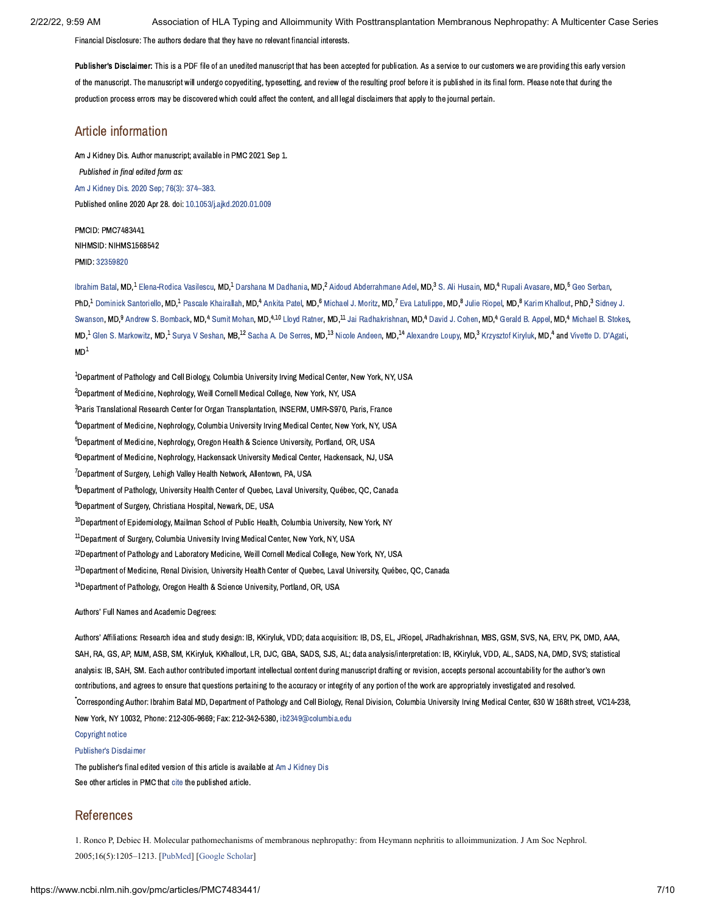Financial Disclosure: The authors declare that they have no relevant financial interests.

**Publisher's Disclaimer:** This is a PDF file of an unedited manuscript that has been accepted for publication. As a service to our customers we are providing this early version of the manuscript. The manuscript will undergo copyediting, typesetting, and review of the resulting proof before it is published in its final form. Please note that during the production process errors may be discovered which could affect the content, and all legal disclaimers that apply to the journal pertain.

## Article information

Am J Kidney Dis. Author manuscript; available in PMC 2021 Sep 1.

*Published in final edited form as:*

Am J Kidney Dis. 2020 Sep; 76(3): 374–383.

Published online 2020 Apr 28. doi: 10.1053/j.ajkd.2020.01.009

PMCID: PMC7483441

NIHMSID: NIHMS1568542

PMID: 32359820

Ibrahim Batal, MD,[1] Elena-Rodica Vasilescu, MD,[1] Darshana M Dadhania, MD,[2] Aidoud Abderrahmane Adel, MD,[3] S. Ali Husain, MD,[4] Rupali Avasare, MD,[5] Geo Serban, PhD,[1] Dominick Santoriello, MD,[1] Pascale Khairallah, MD,[4] Ankita Patel, MD,[6] Michael J. Moritz, MD,[7] Eva Latulippe, MD,[8] Julie Riopel, MD,[8] Karim Khallout, PhD,[3] Sidney J. Swanson, MD,[9] Andrew S. Bomback, MD,[4] Sumit Mohan, MD,[4,10] Lloyd Ratner, MD,[11] Jai Radhakrishnan, MD,[4] David J. Cohen, MD,[4] Gerald B. Appel, MD,[4] Michael B. Stokes, MD,[1] Glen S. Markowitz, MD,[1] Surya V Seshan, MB,[12] Sacha A. De Serres, MD,[13] Nicole Andeen, MD,[14] Alexandre Loupy, MD,[3] Krzysztof Kiryluk, MD,[4] and Vivette D. D'Agati, MD[1]

[1]Department of Pathology and Cell Biology, Columbia University Irving Medical Center, New York, NY, USA

[2]Department of Medicine, Nephrology, Weill Cornell Medical College, New York, NY, USA

[3]Paris Translational Research Center for Organ Transplantation, INSERM, UMR-S970, Paris, France

[4]Department of Medicine, Nephrology, Columbia University Irving Medical Center, New York, NY, USA

[5]Department of Medicine, Nephrology, Oregon Health & Science University, Portland, OR, USA

[6]Department of Medicine, Nephrology, Hackensack University Medical Center, Hackensack, NJ, USA

[7]Department of Surgery, Lehigh Valley Health Network, Allentown, PA, USA

[8]Department of Pathology, University Health Center of Quebec, Laval University, Québec, QC, Canada

[9]Department of Surgery, Christiana Hospital, Newark, DE, USA

[10]Department of Epidemiology, Mailman School of Public Health, Columbia University, New York, NY

[11]Department of Surgery, Columbia University Irving Medical Center, New York, NY, USA

[12]Department of Pathology and Laboratory Medicine, Weill Cornell Medical College, New York, NY, USA

[13]Department of Medicine, Renal Division, University Health Center of Quebec, Laval University, Québec, QC, Canada

[14]Department of Pathology, Oregon Health & Science University, Portland, OR, USA

Authors' Full Names and Academic Degrees:

Authors' Affiliations: Research idea and study design: IB, KKiryluk, VDD; data acquisition: IB, DS, EL, JRiopel, JRadhakrishnan, MBS, GSM, SVS, NA, ERV, PK, DMD, AAA, SAH, RA, GS, AP, MJM, ASB, SM, KKiryluk, KKhallout, LR, DJC, GBA, SADS, SJS, AL; data analysis/interpretation: IB, KKiryluk, VDD, AL, SADS, NA, DMD, SVS; statistical analysis: IB, SAH, SM. Each author contributed important intellectual content during manuscript drafting or revision, accepts personal accountability for the author's own contributions, and agrees to ensure that questions pertaining to the accuracy or integrity of any portion of the work are appropriately investigated and resolved.

*Corresponding Author: Ibrahim Batal MD, Department of Pathology and Cell Biology, Renal Division, Columbia University Irving Medical Center, 630 W 168th street, VC14-238, New York, NY 10032, Phone: 212-305-9669; Fax: 212-342-5380, ib2349@columbia.edu

Copyright notice

Publisher's Disclaimer

The publisher's final edited version of this article is available at Am J Kidney Dis

See other articles in PMC that cite the published article.

## References

1. Ronco P, Debiec H. Molecular pathomechanisms of membranous nephropathy: from Heymann nephritis to alloimmunization. J Am Soc Nephrol. 2005;16(5):1205–1213. [PubMed] [Google Scholar]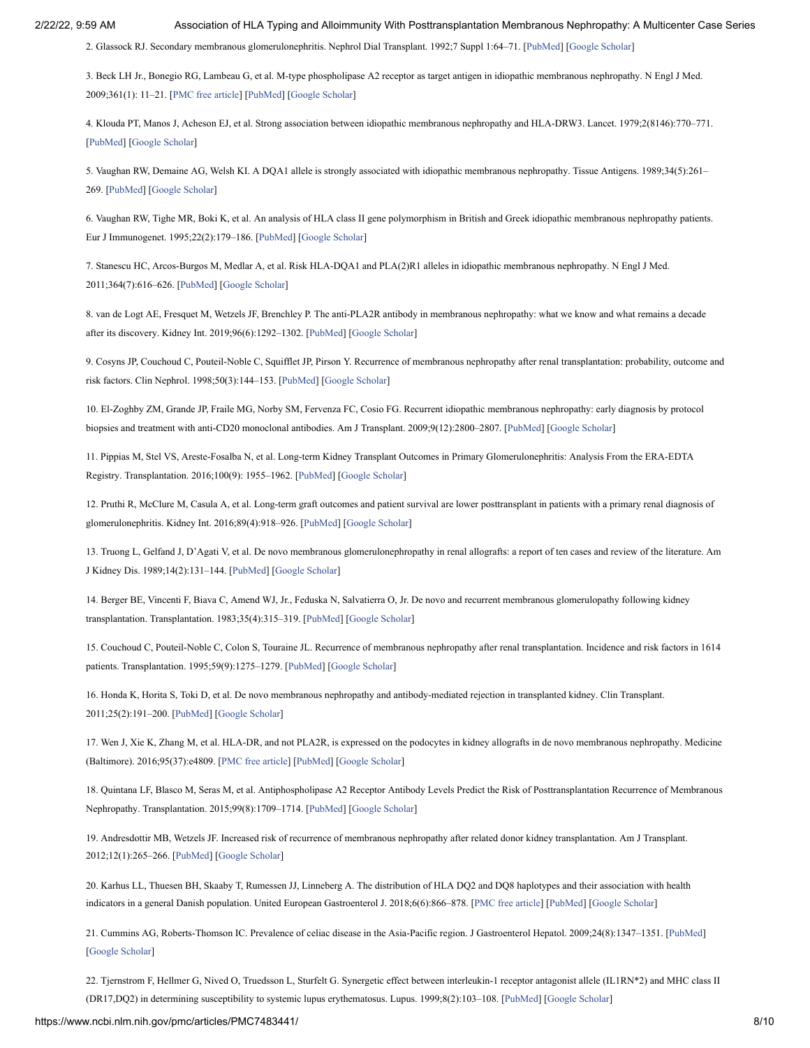2. Glassock RJ. Secondary membranous glomerulonephritis. Nephrol Dial Transplant. 1992;7 Suppl 1:64–71. [PubMed] [Google Scholar]

3. Beck LH Jr., Bonegio RG, Lambeau G, et al. M-type phospholipase A2 receptor as target antigen in idiopathic membranous nephropathy. N Engl J Med. 2009;361(1): 11–21. [PMC free article] [PubMed] [Google Scholar]

4. Klouda PT, Manos J, Acheson EJ, et al. Strong association between idiopathic membranous nephropathy and HLA-DRW3. Lancet. 1979;2(8146):770–771. [PubMed] [Google Scholar]

5. Vaughan RW, Demaine AG, Welsh KI. A DQA1 allele is strongly associated with idiopathic membranous nephropathy. Tissue Antigens. 1989;34(5):261–269. [PubMed] [Google Scholar]

6. Vaughan RW, Tighe MR, Boki K, et al. An analysis of HLA class II gene polymorphism in British and Greek idiopathic membranous nephropathy patients. Eur J Immunogenet. 1995;22(2):179–186. [PubMed] [Google Scholar]

7. Stanescu HC, Arcos-Burgos M, Medlar A, et al. Risk HLA-DQA1 and PLA(2)R1 alleles in idiopathic membranous nephropathy. N Engl J Med. 2011;364(7):616–626. [PubMed] [Google Scholar]

8. van de Logt AE, Fresquet M, Wetzels JF, Brenchley P. The anti-PLA2R antibody in membranous nephropathy: what we know and what remains a decade after its discovery. Kidney Int. 2019;96(6):1292–1302. [PubMed] [Google Scholar]

9. Cosyns JP, Couchoud C, Pouteil-Noble C, Squifflet JP, Pirson Y. Recurrence of membranous nephropathy after renal transplantation: probability, outcome and risk factors. Clin Nephrol. 1998;50(3):144–153. [PubMed] [Google Scholar]

10. El-Zoghby ZM, Grande JP, Fraile MG, Norby SM, Fervenza FC, Cosio FG. Recurrent idiopathic membranous nephropathy: early diagnosis by protocol biopsies and treatment with anti-CD20 monoclonal antibodies. Am J Transplant. 2009;9(12):2800–2807. [PubMed] [Google Scholar]

11. Pippias M, Stel VS, Areste-Fosalba N, et al. Long-term Kidney Transplant Outcomes in Primary Glomerulonephritis: Analysis From the ERA-EDTA Registry. Transplantation. 2016;100(9): 1955–1962. [PubMed] [Google Scholar]

12. Pruthi R, McClure M, Casula A, et al. Long-term graft outcomes and patient survival are lower posttransplant in patients with a primary renal diagnosis of glomerulonephritis. Kidney Int. 2016;89(4):918–926. [PubMed] [Google Scholar]

13. Truong L, Gelfand J, D'Agati V, et al. De novo membranous glomerulonephropathy in renal allografts: a report of ten cases and review of the literature. Am J Kidney Dis. 1989;14(2):131–144. [PubMed] [Google Scholar]

14. Berger BE, Vincenti F, Biava C, Amend WJ, Jr., Feduska N, Salvatierra O, Jr. De novo and recurrent membranous glomerulopathy following kidney transplantation. Transplantation. 1983;35(4):315–319. [PubMed] [Google Scholar]

15. Couchoud C, Pouteil-Noble C, Colon S, Touraine JL. Recurrence of membranous nephropathy after renal transplantation. Incidence and risk factors in 1614 patients. Transplantation. 1995;59(9):1275–1279. [PubMed] [Google Scholar]

16. Honda K, Horita S, Toki D, et al. De novo membranous nephropathy and antibody-mediated rejection in transplanted kidney. Clin Transplant. 2011;25(2):191–200. [PubMed] [Google Scholar]

17. Wen J, Xie K, Zhang M, et al. HLA-DR, and not PLA2R, is expressed on the podocytes in kidney allografts in de novo membranous nephropathy. Medicine (Baltimore). 2016;95(37):e4809. [PMC free article] [PubMed] [Google Scholar]

18. Quintana LF, Blasco M, Seras M, et al. Antiphospholipase A2 Receptor Antibody Levels Predict the Risk of Posttransplantation Recurrence of Membranous Nephropathy. Transplantation. 2015;99(8):1709–1714. [PubMed] [Google Scholar]

19. Andresdottir MB, Wetzels JF. Increased risk of recurrence of membranous nephropathy after related donor kidney transplantation. Am J Transplant. 2012;12(1):265–266. [PubMed] [Google Scholar]

20. Karhus LL, Thuesen BH, Skaaby T, Rumessen JJ, Linneberg A. The distribution of HLA DQ2 and DQ8 haplotypes and their association with health indicators in a general Danish population. United European Gastroenterol J. 2018;6(6):866–878. [PMC free article] [PubMed] [Google Scholar]

21. Cummins AG, Roberts-Thomson IC. Prevalence of celiac disease in the Asia-Pacific region. J Gastroenterol Hepatol. 2009;24(8):1347–1351. [PubMed] [Google Scholar]

22. Tjernstrom F, Hellmer G, Nived O, Truedsson L, Sturfelt G. Synergetic effect between interleukin-1 receptor antagonist allele (IL1RN*2) and MHC class II (DR17,DQ2) in determining susceptibility to systemic lupus erythematosus. Lupus. 1999;8(2):103–108. [PubMed] [Google Scholar]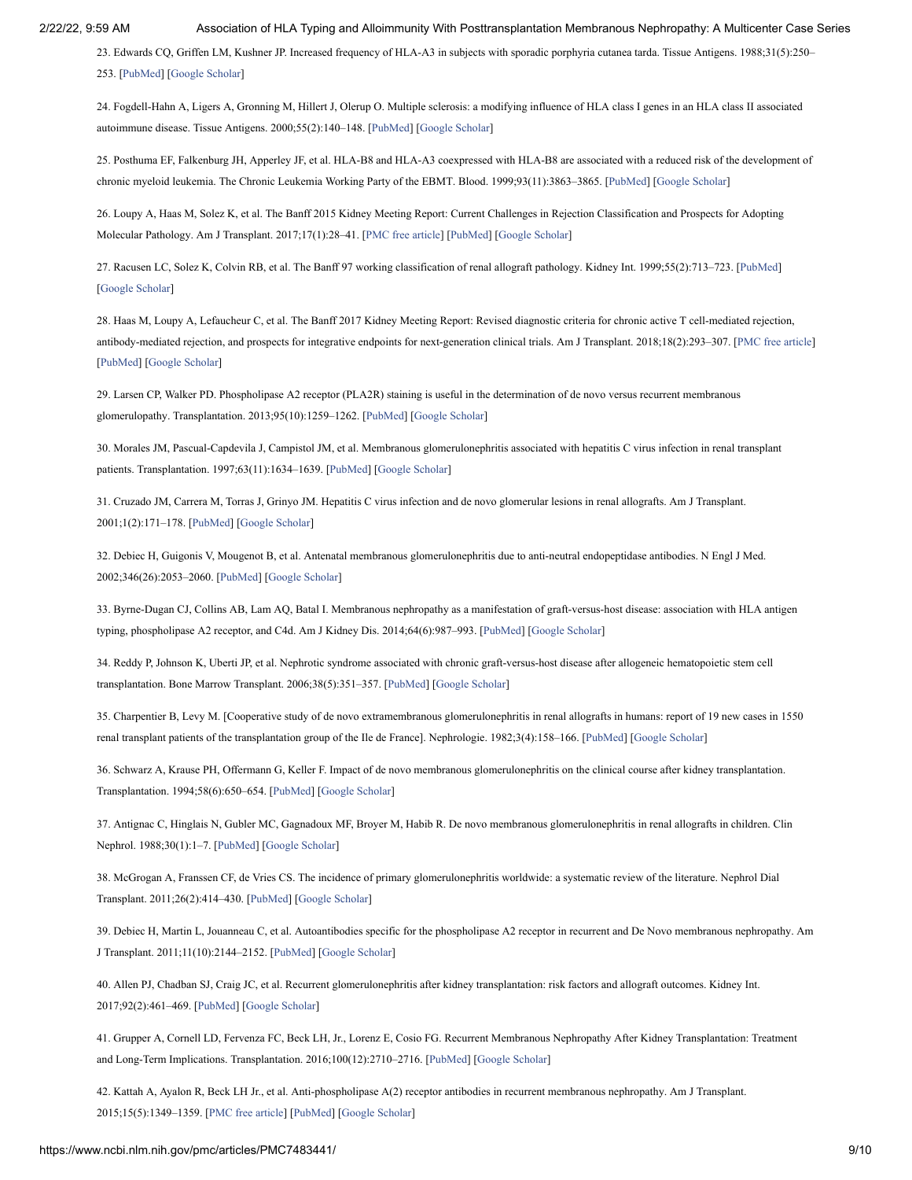23. Edwards CQ, Griffen LM, Kushner JP. Increased frequency of HLA-A3 in subjects with sporadic porphyria cutanea tarda. Tissue Antigens. 1988;31(5):250–253. [PubMed] [Google Scholar]

24. Fogdell-Hahn A, Ligers A, Gronning M, Hillert J, Olerup O. Multiple sclerosis: a modifying influence of HLA class I genes in an HLA class II associated autoimmune disease. Tissue Antigens. 2000;55(2):140–148. [PubMed] [Google Scholar]

25. Posthuma EF, Falkenburg JH, Apperley JF, et al. HLA-B8 and HLA-A3 coexpressed with HLA-B8 are associated with a reduced risk of the development of chronic myeloid leukemia. The Chronic Leukemia Working Party of the EBMT. Blood. 1999;93(11):3863–3865. [PubMed] [Google Scholar]

26. Loupy A, Haas M, Solez K, et al. The Banff 2015 Kidney Meeting Report: Current Challenges in Rejection Classification and Prospects for Adopting Molecular Pathology. Am J Transplant. 2017;17(1):28–41. [PMC free article] [PubMed] [Google Scholar]

27. Racusen LC, Solez K, Colvin RB, et al. The Banff 97 working classification of renal allograft pathology. Kidney Int. 1999;55(2):713–723. [PubMed] [Google Scholar]

28. Haas M, Loupy A, Lefaucheur C, et al. The Banff 2017 Kidney Meeting Report: Revised diagnostic criteria for chronic active T cell-mediated rejection, antibody-mediated rejection, and prospects for integrative endpoints for next-generation clinical trials. Am J Transplant. 2018;18(2):293–307. [PMC free article] [PubMed] [Google Scholar]

29. Larsen CP, Walker PD. Phospholipase A2 receptor (PLA2R) staining is useful in the determination of de novo versus recurrent membranous glomerulopathy. Transplantation. 2013;95(10):1259–1262. [PubMed] [Google Scholar]

30. Morales JM, Pascual-Capdevila J, Campistol JM, et al. Membranous glomerulonephritis associated with hepatitis C virus infection in renal transplant patients. Transplantation. 1997;63(11):1634–1639. [PubMed] [Google Scholar]

31. Cruzado JM, Carrera M, Torras J, Grinyo JM. Hepatitis C virus infection and de novo glomerular lesions in renal allografts. Am J Transplant. 2001;1(2):171–178. [PubMed] [Google Scholar]

32. Debiec H, Guigonis V, Mougenot B, et al. Antenatal membranous glomerulonephritis due to anti-neutral endopeptidase antibodies. N Engl J Med. 2002;346(26):2053–2060. [PubMed] [Google Scholar]

33. Byrne-Dugan CJ, Collins AB, Lam AQ, Batal I. Membranous nephropathy as a manifestation of graft-versus-host disease: association with HLA antigen typing, phospholipase A2 receptor, and C4d. Am J Kidney Dis. 2014;64(6):987–993. [PubMed] [Google Scholar]

34. Reddy P, Johnson K, Uberti JP, et al. Nephrotic syndrome associated with chronic graft-versus-host disease after allogeneic hematopoietic stem cell transplantation. Bone Marrow Transplant. 2006;38(5):351–357. [PubMed] [Google Scholar]

35. Charpentier B, Levy M. [Cooperative study of de novo extramembranous glomerulonephritis in renal allografts in humans: report of 19 new cases in 1550 renal transplant patients of the transplantation group of the Ile de France]. Nephrologie. 1982;3(4):158–166. [PubMed] [Google Scholar]

36. Schwarz A, Krause PH, Offermann G, Keller F. Impact of de novo membranous glomerulonephritis on the clinical course after kidney transplantation. Transplantation. 1994;58(6):650–654. [PubMed] [Google Scholar]

37. Antignac C, Hinglais N, Gubler MC, Gagnadoux MF, Broyer M, Habib R. De novo membranous glomerulonephritis in renal allografts in children. Clin Nephrol. 1988;30(1):1–7. [PubMed] [Google Scholar]

38. McGrogan A, Franssen CF, de Vries CS. The incidence of primary glomerulonephritis worldwide: a systematic review of the literature. Nephrol Dial Transplant. 2011;26(2):414–430. [PubMed] [Google Scholar]

39. Debiec H, Martin L, Jouanneau C, et al. Autoantibodies specific for the phospholipase A2 receptor in recurrent and De Novo membranous nephropathy. Am J Transplant. 2011;11(10):2144–2152. [PubMed] [Google Scholar]

40. Allen PJ, Chadban SJ, Craig JC, et al. Recurrent glomerulonephritis after kidney transplantation: risk factors and allograft outcomes. Kidney Int. 2017;92(2):461–469. [PubMed] [Google Scholar]

41. Grupper A, Cornell LD, Fervenza FC, Beck LH, Jr., Lorenz E, Cosio FG. Recurrent Membranous Nephropathy After Kidney Transplantation: Treatment and Long-Term Implications. Transplantation. 2016;100(12):2710–2716. [PubMed] [Google Scholar]

42. Kattah A, Ayalon R, Beck LH Jr., et al. Anti-phospholipase A(2) receptor antibodies in recurrent membranous nephropathy. Am J Transplant. 2015;15(5):1349–1359. [PMC free article] [PubMed] [Google Scholar]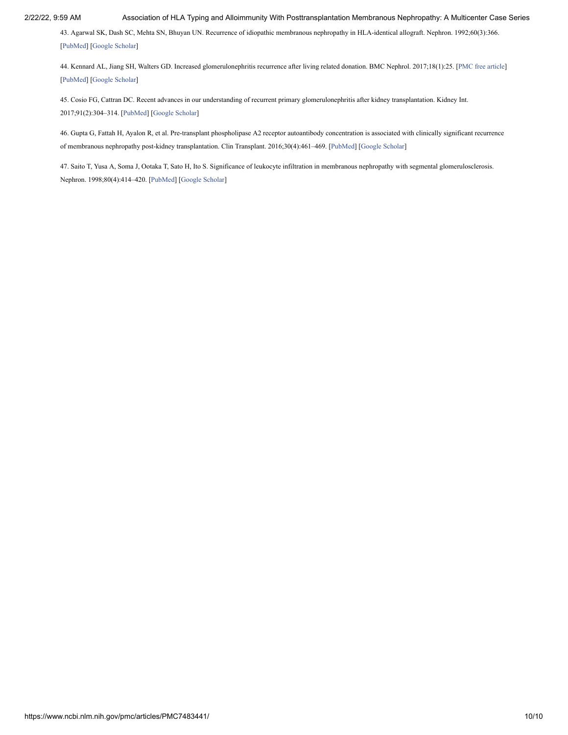43. Agarwal SK, Dash SC, Mehta SN, Bhuyan UN. Recurrence of idiopathic membranous nephropathy in HLA-identical allograft. Nephron. 1992;60(3):366. [PubMed] [Google Scholar]

44. Kennard AL, Jiang SH, Walters GD. Increased glomerulonephritis recurrence after living related donation. BMC Nephrol. 2017;18(1):25. [PMC free article] [PubMed] [Google Scholar]

45. Cosio FG, Cattran DC. Recent advances in our understanding of recurrent primary glomerulonephritis after kidney transplantation. Kidney Int. 2017;91(2):304–314. [PubMed] [Google Scholar]

46. Gupta G, Fattah H, Ayalon R, et al. Pre-transplant phospholipase A2 receptor autoantibody concentration is associated with clinically significant recurrence of membranous nephropathy post-kidney transplantation. Clin Transplant. 2016;30(4):461–469. [PubMed] [Google Scholar]

47. Saito T, Yusa A, Soma J, Ootaka T, Sato H, Ito S. Significance of leukocyte infiltration in membranous nephropathy with segmental glomerulosclerosis. Nephron. 1998;80(4):414–420. [PubMed] [Google Scholar]